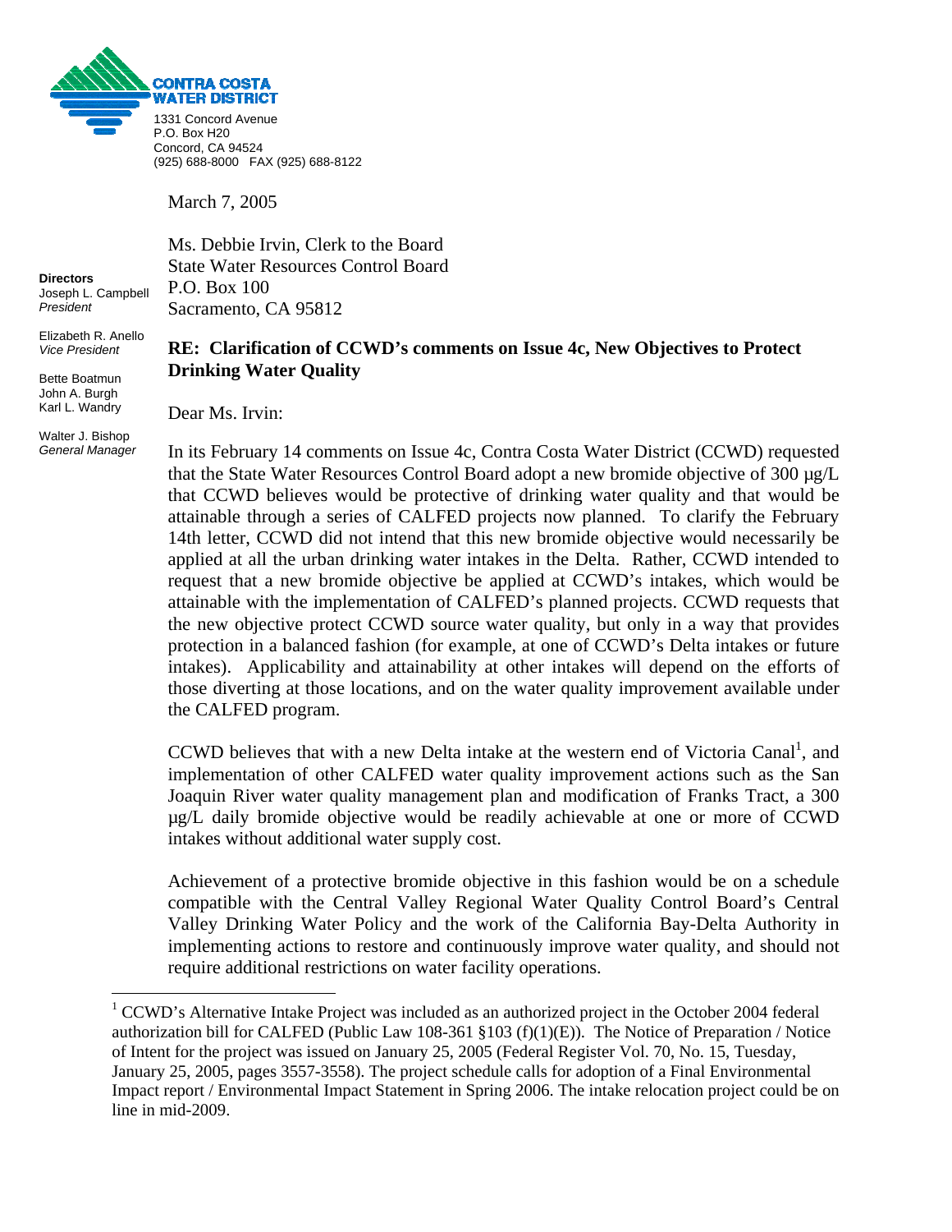**CONTRA COSTA WATER DISTRICT**

1331 Concord Avenue
P.O. Box H20
Concord, CA 94524
(925) 688-8000 FAX (925) 688-8122

**Directors**
Joseph L. Campbell
*President*

Elizabeth R. Anello
*Vice President*

Bette Boatmun
John A. Burgh
Karl L. Wandry

Walter J. Bishop
*General Manager*

March 7, 2005

Ms. Debbie Irvin, Clerk to the Board
State Water Resources Control Board
P.O. Box 100
Sacramento, CA 95812

**RE: Clarification of CCWD's comments on Issue 4c, New Objectives to Protect Drinking Water Quality**

Dear Ms. Irvin:

In its February 14 comments on Issue 4c, Contra Costa Water District (CCWD) requested that the State Water Resources Control Board adopt a new bromide objective of 300 µg/L that CCWD believes would be protective of drinking water quality and that would be attainable through a series of CALFED projects now planned. To clarify the February 14th letter, CCWD did not intend that this new bromide objective would necessarily be applied at all the urban drinking water intakes in the Delta. Rather, CCWD intended to request that a new bromide objective be applied at CCWD's intakes, which would be attainable with the implementation of CALFED's planned projects. CCWD requests that the new objective protect CCWD source water quality, but only in a way that provides protection in a balanced fashion (for example, at one of CCWD's Delta intakes or future intakes). Applicability and attainability at other intakes will depend on the efforts of those diverting at those locations, and on the water quality improvement available under the CALFED program.

CCWD believes that with a new Delta intake at the western end of Victoria Canal[1], and implementation of other CALFED water quality improvement actions such as the San Joaquin River water quality management plan and modification of Franks Tract, a 300 µg/L daily bromide objective would be readily achievable at one or more of CCWD intakes without additional water supply cost.

Achievement of a protective bromide objective in this fashion would be on a schedule compatible with the Central Valley Regional Water Quality Control Board's Central Valley Drinking Water Policy and the work of the California Bay-Delta Authority in implementing actions to restore and continuously improve water quality, and should not require additional restrictions on water facility operations.

---

[1] CCWD's Alternative Intake Project was included as an authorized project in the October 2004 federal authorization bill for CALFED (Public Law 108-361 §103 (f)(1)(E)). The Notice of Preparation / Notice of Intent for the project was issued on January 25, 2005 (Federal Register Vol. 70, No. 15, Tuesday, January 25, 2005, pages 3557-3558). The project schedule calls for adoption of a Final Environmental Impact report / Environmental Impact Statement in Spring 2006. The intake relocation project could be on line in mid-2009.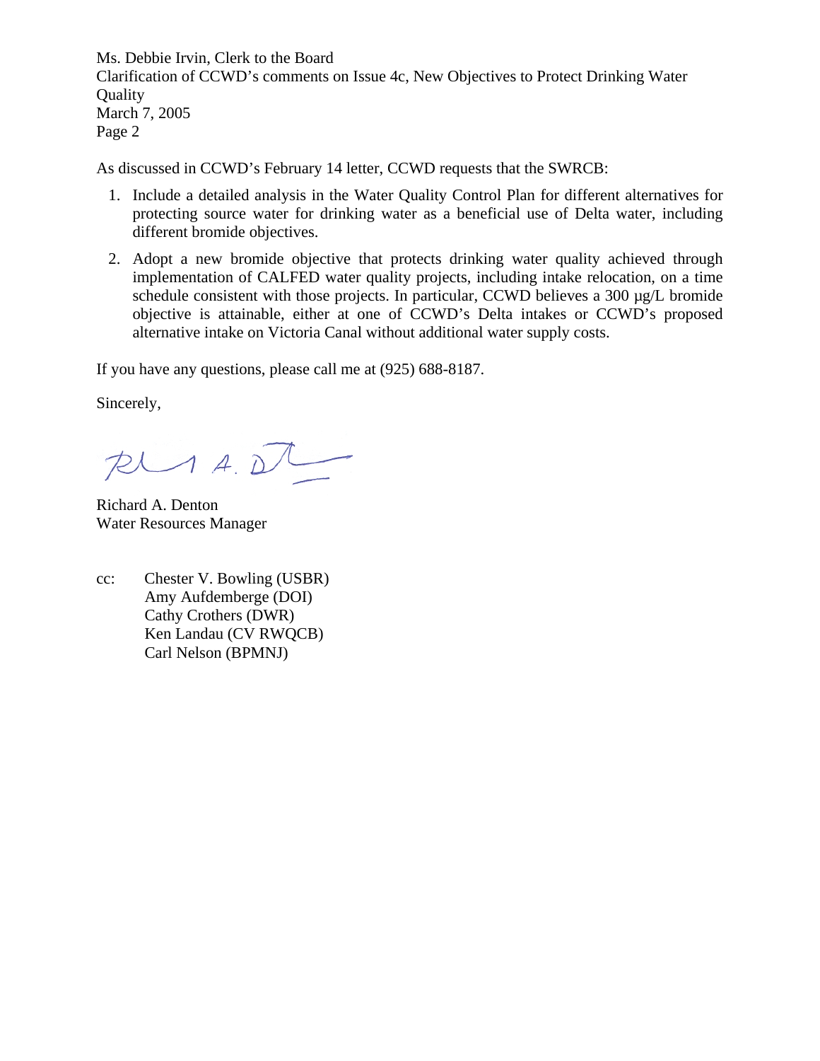As discussed in CCWD's February 14 letter, CCWD requests that the SWRCB:

1. Include a detailed analysis in the Water Quality Control Plan for different alternatives for protecting source water for drinking water as a beneficial use of Delta water, including different bromide objectives.
2. Adopt a new bromide objective that protects drinking water quality achieved through implementation of CALFED water quality projects, including intake relocation, on a time schedule consistent with those projects. In particular, CCWD believes a 300 µg/L bromide objective is attainable, either at one of CCWD's Delta intakes or CCWD's proposed alternative intake on Victoria Canal without additional water supply costs.

If you have any questions, please call me at (925) 688-8187.

Sincerely,

Richard A. Denton
Water Resources Manager

cc: Chester V. Bowling (USBR)
Amy Aufdemberge (DOI)
Cathy Crothers (DWR)
Ken Landau (CV RWQCB)
Carl Nelson (BPMNJ)